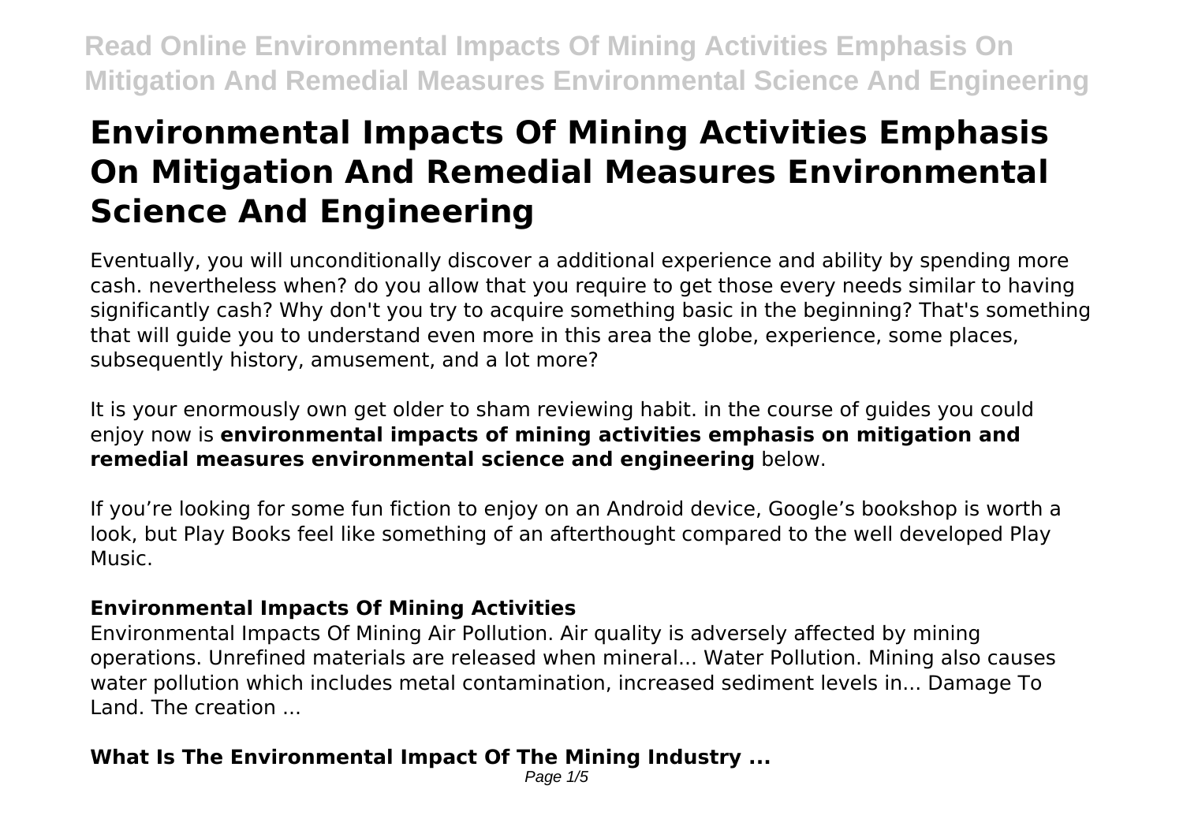# Environmental Impacts Of Mining Activities Emphasis On Mitigation And Remedial Measures Environmental Science And Engineering

Eventually, you will unconditionally discover a additional experience and ability by spending more cash. nevertheless when? do you allow that you require to get those every needs similar to having significantly cash? Why don't you try to acquire something basic in the beginning? That's something that will guide you to understand even more in this area the globe, experience, some places, subsequently history, amusement, and a lot more?

It is your enormously own get older to sham reviewing habit. in the course of guides you could enjoy now is **environmental impacts of mining activities emphasis on mitigation and remedial measures environmental science and engineering** below.

If you're looking for some fun fiction to enjoy on an Android device, Google's bookshop is worth a look, but Play Books feel like something of an afterthought compared to the well developed Play Music.

### Environmental Impacts Of Mining Activities

Environmental Impacts Of Mining Air Pollution. Air quality is adversely affected by mining operations. Unrefined materials are released when mineral... Water Pollution. Mining also causes water pollution which includes metal contamination, increased sediment levels in... Damage To Land. The creation ...

### What Is The Environmental Impact Of The Mining Industry ...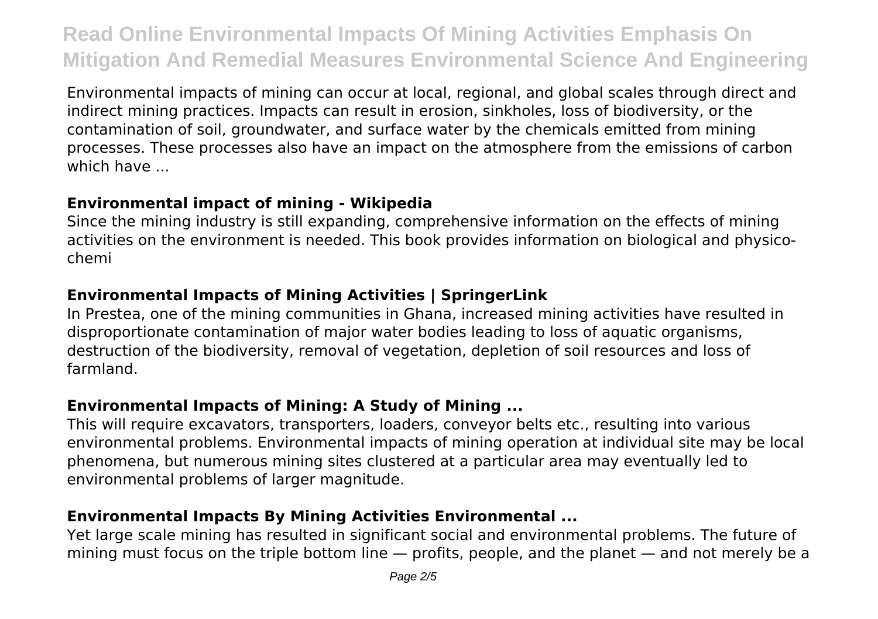Environmental impacts of mining can occur at local, regional, and global scales through direct and indirect mining practices. Impacts can result in erosion, sinkholes, loss of biodiversity, or the contamination of soil, groundwater, and surface water by the chemicals emitted from mining processes. These processes also have an impact on the atmosphere from the emissions of carbon which have ...

## Environmental impact of mining - Wikipedia

Since the mining industry is still expanding, comprehensive information on the effects of mining activities on the environment is needed. This book provides information on biological and physico-chemi

## Environmental Impacts of Mining Activities | SpringerLink

In Prestea, one of the mining communities in Ghana, increased mining activities have resulted in disproportionate contamination of major water bodies leading to loss of aquatic organisms, destruction of the biodiversity, removal of vegetation, depletion of soil resources and loss of farmland.

## Environmental Impacts of Mining: A Study of Mining ...

This will require excavators, transporters, loaders, conveyor belts etc., resulting into various environmental problems. Environmental impacts of mining operation at individual site may be local phenomena, but numerous mining sites clustered at a particular area may eventually led to environmental problems of larger magnitude.

## Environmental Impacts By Mining Activities Environmental ...

Yet large scale mining has resulted in significant social and environmental problems. The future of mining must focus on the triple bottom line — profits, people, and the planet — and not merely be a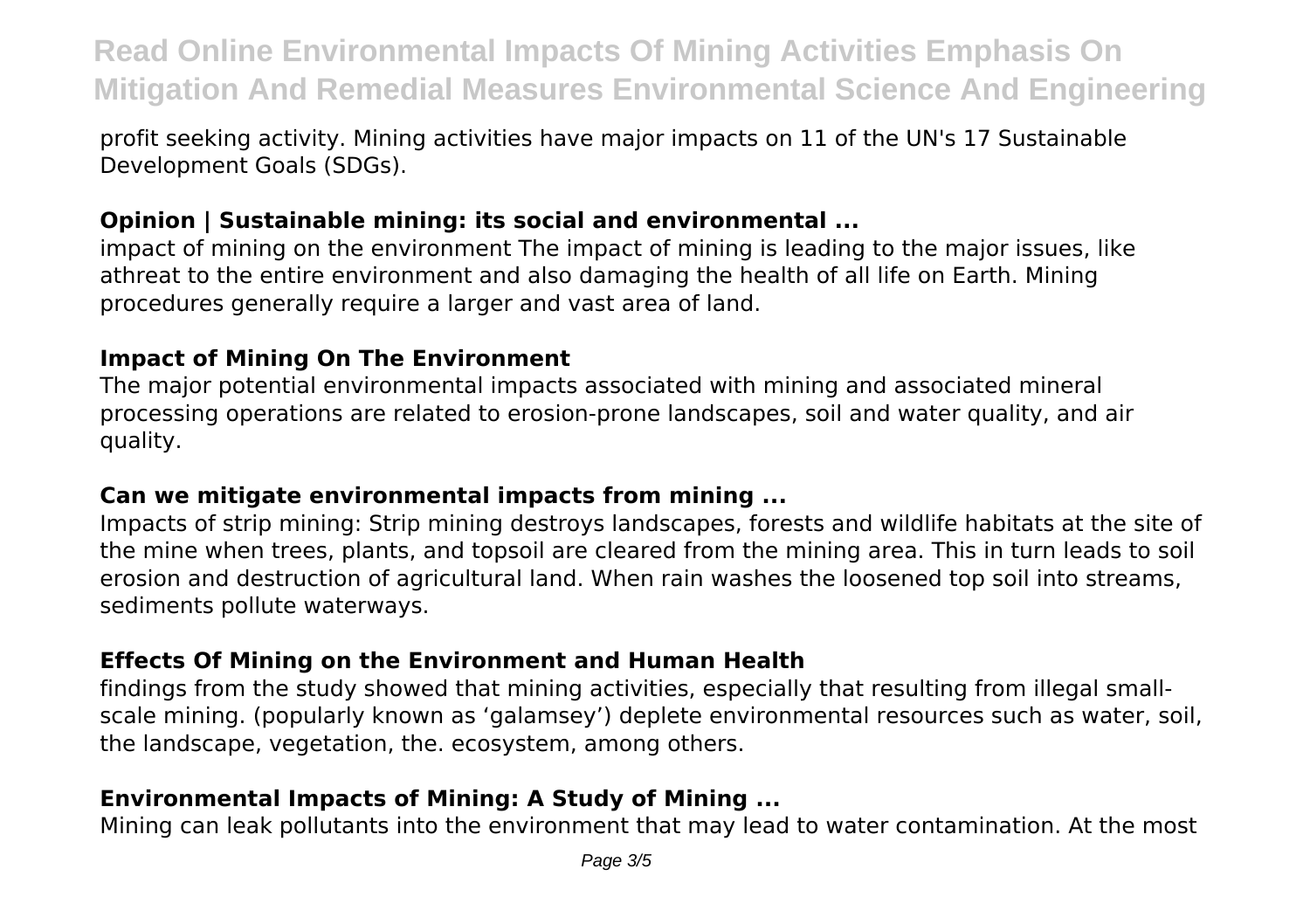profit seeking activity. Mining activities have major impacts on 11 of the UN's 17 Sustainable Development Goals (SDGs).

### **Opinion | Sustainable mining: its social and environmental ...**

impact of mining on the environment The impact of mining is leading to the major issues, like athreat to the entire environment and also damaging the health of all life on Earth. Mining procedures generally require a larger and vast area of land.

### **Impact of Mining On The Environment**

The major potential environmental impacts associated with mining and associated mineral processing operations are related to erosion-prone landscapes, soil and water quality, and air quality.

### **Can we mitigate environmental impacts from mining ...**

Impacts of strip mining: Strip mining destroys landscapes, forests and wildlife habitats at the site of the mine when trees, plants, and topsoil are cleared from the mining area. This in turn leads to soil erosion and destruction of agricultural land. When rain washes the loosened top soil into streams, sediments pollute waterways.

### **Effects Of Mining on the Environment and Human Health**

findings from the study showed that mining activities, especially that resulting from illegal small-scale mining. (popularly known as 'galamsey') deplete environmental resources such as water, soil, the landscape, vegetation, the. ecosystem, among others.

### **Environmental Impacts of Mining: A Study of Mining ...**

Mining can leak pollutants into the environment that may lead to water contamination. At the most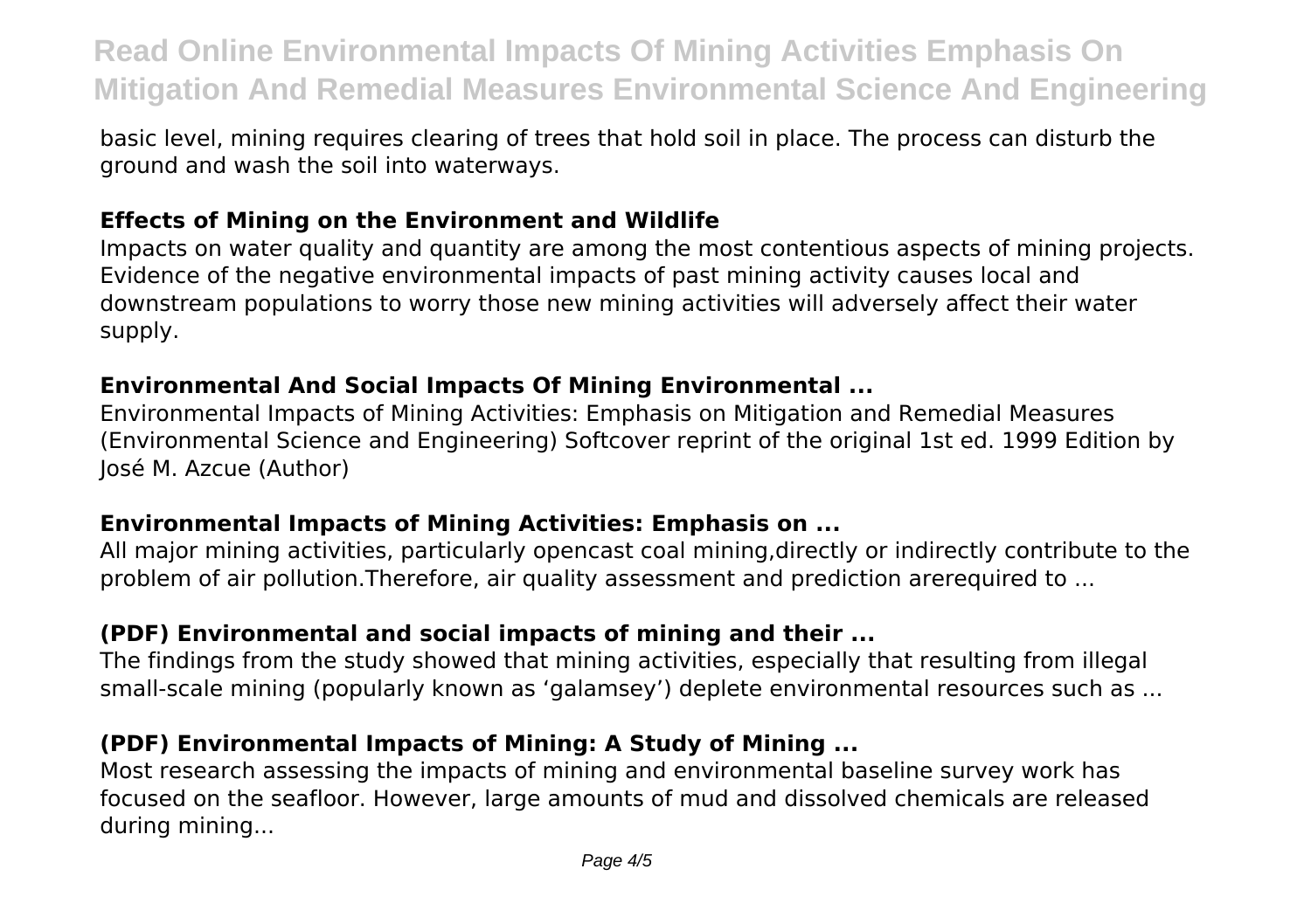basic level, mining requires clearing of trees that hold soil in place. The process can disturb the ground and wash the soil into waterways.

### Effects of Mining on the Environment and Wildlife

Impacts on water quality and quantity are among the most contentious aspects of mining projects. Evidence of the negative environmental impacts of past mining activity causes local and downstream populations to worry those new mining activities will adversely affect their water supply.

### Environmental And Social Impacts Of Mining Environmental ...

Environmental Impacts of Mining Activities: Emphasis on Mitigation and Remedial Measures (Environmental Science and Engineering) Softcover reprint of the original 1st ed. 1999 Edition by José M. Azcue (Author)

### Environmental Impacts of Mining Activities: Emphasis on ...

All major mining activities, particularly opencast coal mining,directly or indirectly contribute to the problem of air pollution.Therefore, air quality assessment and prediction arerequired to ...

### (PDF) Environmental and social impacts of mining and their ...

The findings from the study showed that mining activities, especially that resulting from illegal small-scale mining (popularly known as 'galamsey') deplete environmental resources such as ...

### (PDF) Environmental Impacts of Mining: A Study of Mining ...

Most research assessing the impacts of mining and environmental baseline survey work has focused on the seafloor. However, large amounts of mud and dissolved chemicals are released during mining...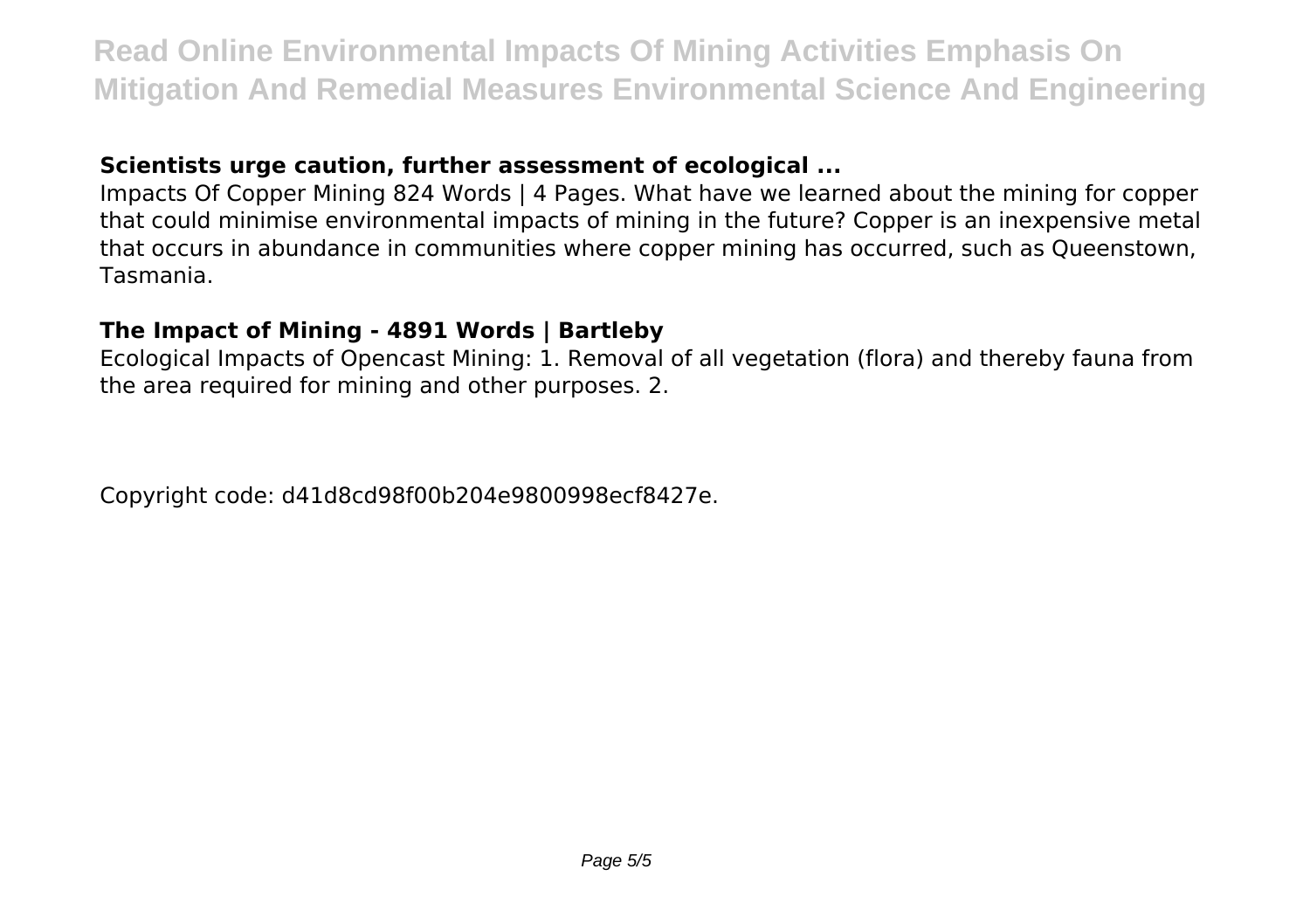### Scientists urge caution, further assessment of ecological ...

Impacts Of Copper Mining 824 Words | 4 Pages. What have we learned about the mining for copper that could minimise environmental impacts of mining in the future? Copper is an inexpensive metal that occurs in abundance in communities where copper mining has occurred, such as Queenstown, Tasmania.

### The Impact of Mining - 4891 Words | Bartleby

Ecological Impacts of Opencast Mining: 1. Removal of all vegetation (flora) and thereby fauna from the area required for mining and other purposes. 2.

Copyright code: d41d8cd98f00b204e9800998ecf8427e.